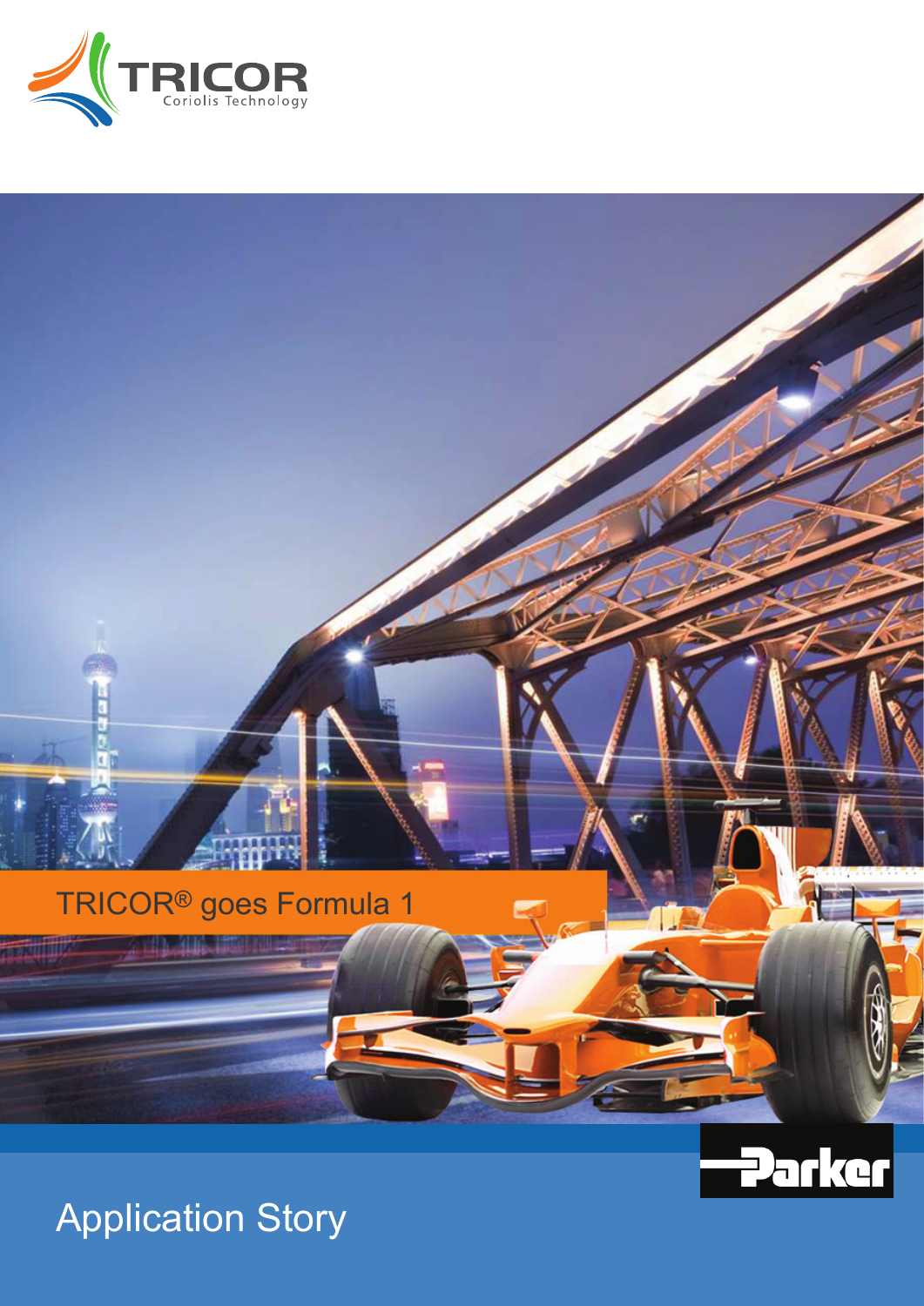TRICOR
Coriolis Technology

# TRICOR® goes Formula 1

Parker

## Application Story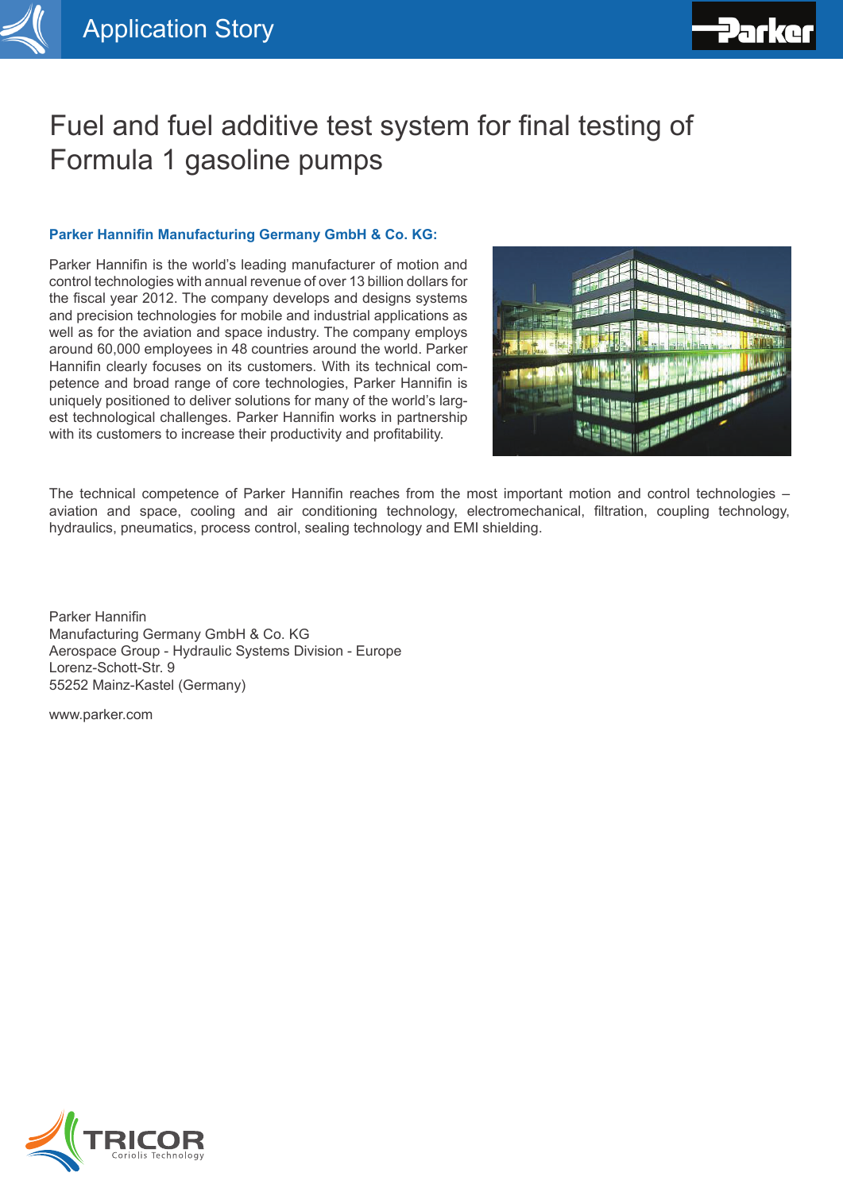# Fuel and fuel additive test system for final testing of Formula 1 gasoline pumps

**Parker Hannifin Manufacturing Germany GmbH & Co. KG:**

Parker Hannifin is the world's leading manufacturer of motion and control technologies with annual revenue of over 13 billion dollars for the fiscal year 2012. The company develops and designs systems and precision technologies for mobile and industrial applications as well as for the aviation and space industry. The company employs around 60,000 employees in 48 countries around the world. Parker Hannifin clearly focuses on its customers. With its technical competence and broad range of core technologies, Parker Hannifin is uniquely positioned to deliver solutions for many of the world's largest technological challenges. Parker Hannifin works in partnership with its customers to increase their productivity and profitability.

The technical competence of Parker Hannifin reaches from the most important motion and control technologies – aviation and space, cooling and air conditioning technology, electromechanical, filtration, coupling technology, hydraulics, pneumatics, process control, sealing technology and EMI shielding.

Parker Hannifin
Manufacturing Germany GmbH & Co. KG
Aerospace Group - Hydraulic Systems Division - Europe
Lorenz-Schott-Str. 9
55252 Mainz-Kastel (Germany)

www.parker.com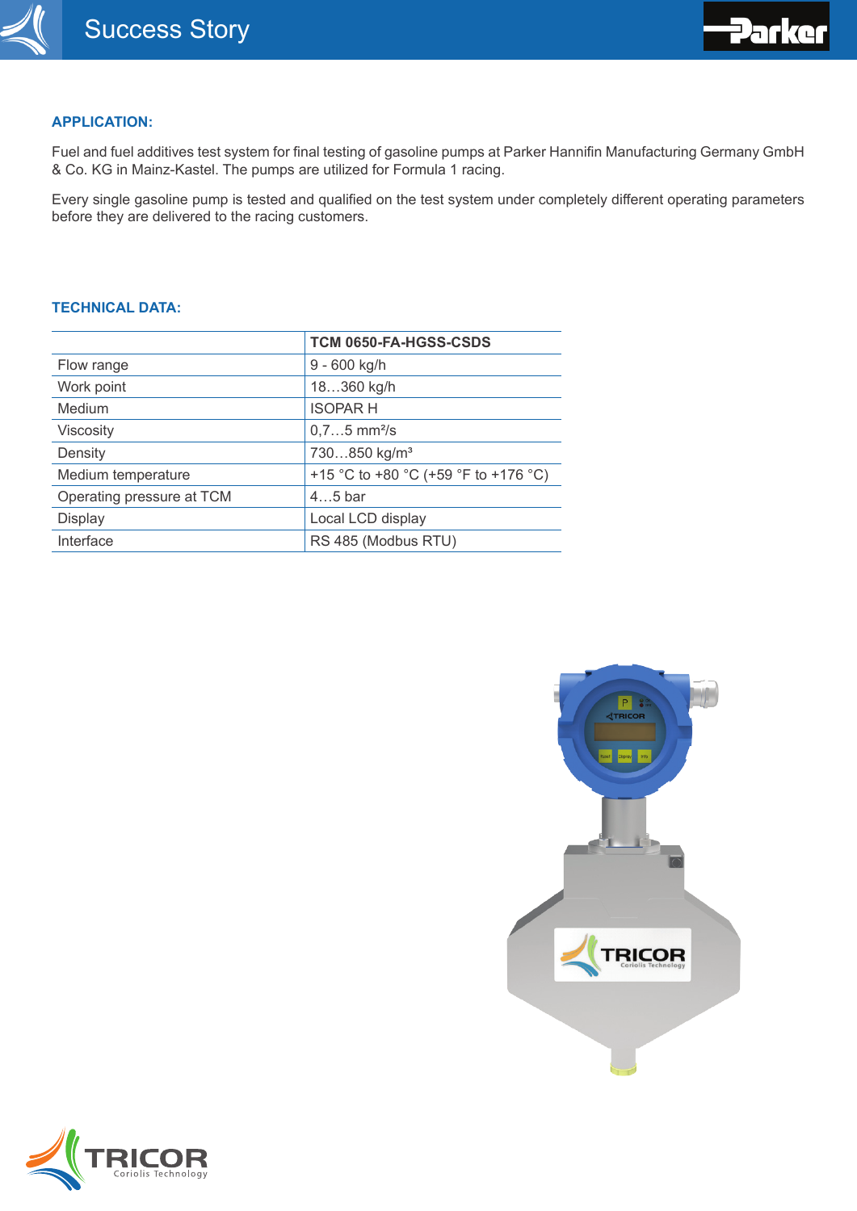# Success Story

## APPLICATION:

Fuel and fuel additives test system for final testing of gasoline pumps at Parker Hannifin Manufacturing Germany GmbH & Co. KG in Mainz-Kastel. The pumps are utilized for Formula 1 racing.

Every single gasoline pump is tested and qualified on the test system under completely different operating parameters before they are delivered to the racing customers.

## TECHNICAL DATA:

| | TCM 0650-FA-HGSS-CSDS |
|---|---|
| Flow range | 9 - 600 kg/h |
| Work point | 18…360 kg/h |
| Medium | ISOPAR H |
| Viscosity | 0,7…5 mm²/s |
| Density | 730…850 kg/m³ |
| Medium temperature | +15 °C to +80 °C (+59 °F to +176 °C) |
| Operating pressure at TCM | 4…5 bar |
| Display | Local LCD display |
| Interface | RS 485 (Modbus RTU) |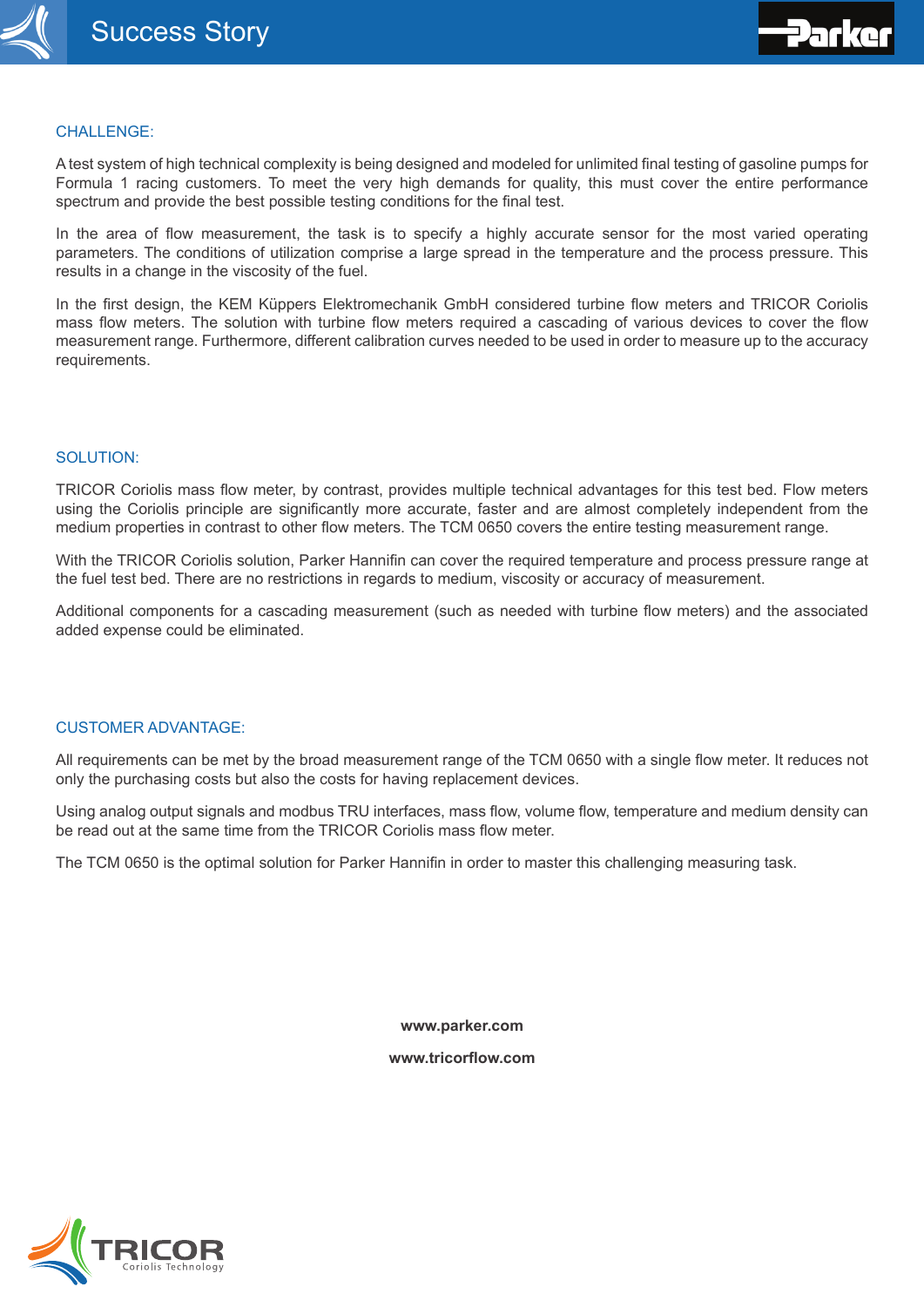## CHALLENGE:

A test system of high technical complexity is being designed and modeled for unlimited final testing of gasoline pumps for Formula 1 racing customers. To meet the very high demands for quality, this must cover the entire performance spectrum and provide the best possible testing conditions for the final test.

In the area of flow measurement, the task is to specify a highly accurate sensor for the most varied operating parameters. The conditions of utilization comprise a large spread in the temperature and the process pressure. This results in a change in the viscosity of the fuel.

In the first design, the KEM Küppers Elektromechanik GmbH considered turbine flow meters and TRICOR Coriolis mass flow meters. The solution with turbine flow meters required a cascading of various devices to cover the flow measurement range. Furthermore, different calibration curves needed to be used in order to measure up to the accuracy requirements.

## SOLUTION:

TRICOR Coriolis mass flow meter, by contrast, provides multiple technical advantages for this test bed. Flow meters using the Coriolis principle are significantly more accurate, faster and are almost completely independent from the medium properties in contrast to other flow meters. The TCM 0650 covers the entire testing measurement range.

With the TRICOR Coriolis solution, Parker Hannifin can cover the required temperature and process pressure range at the fuel test bed. There are no restrictions in regards to medium, viscosity or accuracy of measurement.

Additional components for a cascading measurement (such as needed with turbine flow meters) and the associated added expense could be eliminated.

## CUSTOMER ADVANTAGE:

All requirements can be met by the broad measurement range of the TCM 0650 with a single flow meter. It reduces not only the purchasing costs but also the costs for having replacement devices.

Using analog output signals and modbus TRU interfaces, mass flow, volume flow, temperature and medium density can be read out at the same time from the TRICOR Coriolis mass flow meter.

The TCM 0650 is the optimal solution for Parker Hannifin in order to master this challenging measuring task.

**www.parker.com**

**www.tricorflow.com**